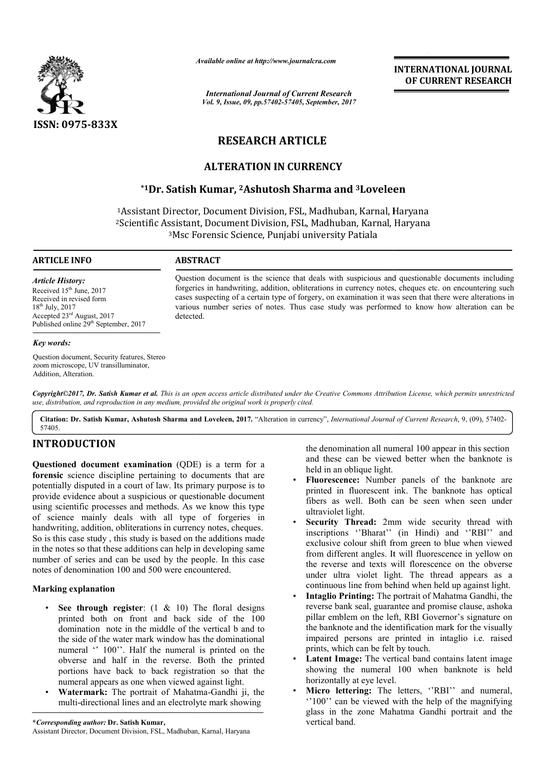*Available online at http://www.journalcra.com*

*International Journal of Current Research*
*Vol. 9, Issue, 09, pp.57402-57405, September, 2017*

**INTERNATIONAL JOURNAL OF CURRENT RESEARCH**

**ISSN: 0975-833X**

# RESEARCH ARTICLE

## ALTERATION IN CURRENCY

**\*[1]Dr. Satish Kumar, [2]Ashutosh Sharma and [3]Loveleen**

[1]Assistant Director, Document Division, FSL, Madhuban, Karnal, Haryana
[2]Scientific Assistant, Document Division, FSL, Madhuban, Karnal, Haryana
[3]Msc Forensic Science, Punjabi university Patiala

**ARTICLE INFO**

*Article History:*
Received 15th June, 2017
Received in revised form
18th July, 2017
Accepted 23rd August, 2017
Published online 29th September, 2017

*Key words:*

Question document, Security features, Stereo zoom microscope, UV transilluminator, Addition, Alteration.

**ABSTRACT**

Question document is the science that deals with suspicious and questionable documents including forgeries in handwriting, addition, obliterations in currency notes, cheques etc. on encountering such cases suspecting of a certain type of forgery, on examination it was seen that there were alterations in various number series of notes. Thus case study was performed to know how alteration can be detected.

***Copyright©2017, Dr. Satish Kumar et al.*** *This is an open access article distributed under the Creative Commons Attribution License, which permits unrestricted use, distribution, and reproduction in any medium, provided the original work is properly cited.*

**Citation: Dr. Satish Kumar, Ashutosh Sharma and Loveleen, 2017.** "Alteration in currency", *International Journal of Current Research*, 9, (09), 57402-57405.

## INTRODUCTION

**Questioned document examination** (QDE) is a term for a **forensic** science discipline pertaining to documents that are potentially disputed in a court of law. Its primary purpose is to provide evidence about a suspicious or questionable document using scientific processes and methods. As we know this type of science mainly deals with all type of forgeries in handwriting, addition, obliterations in currency notes, cheques. So is this case study , this study is based on the additions made in the notes so that these additions can help in developing same number of series and can be used by the people. In this case notes of denomination 100 and 500 were encountered.

### Marking explanation

- **See through register**: (1 & 10) The floral designs printed both on front and back side of the 100 domination note in the middle of the vertical b and to the side of the water mark window has the dominational numeral '' 100''. Half the numeral is printed on the obverse and half in the reverse. Both the printed portions have back to back registration so that the numeral appears as one when viewed against light.
- **Watermark:** The portrait of Mahatma-Gandhi ji, the multi-directional lines and an electrolyte mark showing the denomination all numeral 100 appear in this section and these can be viewed better when the banknote is held in an oblique light.
- **Fluorescence:** Number panels of the banknote are printed in fluorescent ink. The banknote has optical fibers as well. Both can be seen when seen under ultraviolet light.
- **Security Thread:** 2mm wide security thread with inscriptions ''Bharat'' (in Hindi) and ''RBI'' and exclusive colour shift from green to blue when viewed from different angles. It will fluorescence in yellow on the reverse and texts will florescence on the obverse under ultra violet light. The thread appears as a continuous line from behind when held up against light.
- **Intaglio Printing:** The portrait of Mahatma Gandhi, the reverse bank seal, guarantee and promise clause, ashoka pillar emblem on the left, RBI Governor's signature on the banknote and the identification mark for the visually impaired persons are printed in intaglio i.e. raised prints, which can be felt by touch.
- **Latent Image:** The vertical band contains latent image showing the numeral 100 when banknote is held horizontally at eye level.
- **Micro lettering:** The letters, ''RBI'' and numeral, ''100'' can be viewed with the help of the magnifying glass in the zone Mahatma Gandhi portrait and the vertical band.

**\*Corresponding author: Dr. Satish Kumar,**
Assistant Director, Document Division, FSL, Madhuban, Karnal, Haryana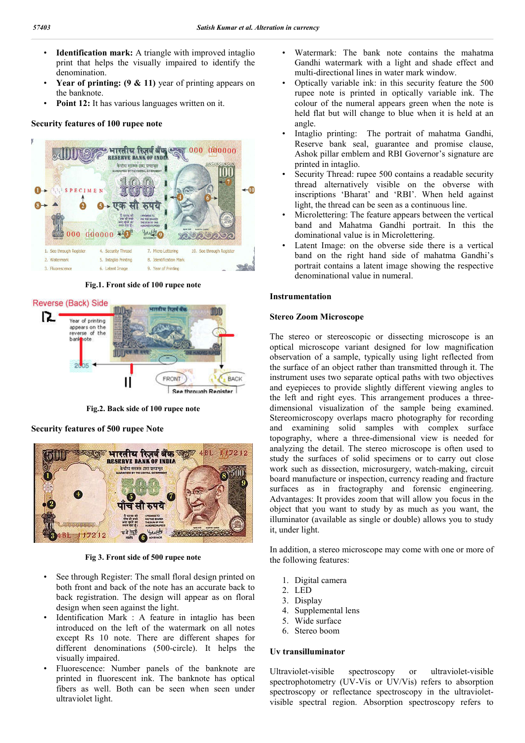- **Identification mark:** A triangle with improved intaglio print that helps the visually impaired to identify the denomination.
- **Year of printing: (9 & 11)** year of printing appears on the banknote.
- **Point 12:** It has various languages written on it.

### Security features of 100 rupee note

Fig.1. Front side of 100 rupee note

Fig.2. Back side of 100 rupee note

### Security features of 500 rupee Note

Fig 3. Front side of 500 rupee note

- See through Register: The small floral design printed on both front and back of the note has an accurate back to back registration. The design will appear as on floral design when seen against the light.
- Identification Mark : A feature in intaglio has been introduced on the left of the watermark on all notes except Rs 10 note. There are different shapes for different denominations (500-circle). It helps the visually impaired.
- Fluorescence: Number panels of the banknote are printed in fluorescent ink. The banknote has optical fibers as well. Both can be seen when seen under ultraviolet light.
- Watermark: The bank note contains the mahatma Gandhi watermark with a light and shade effect and multi-directional lines in water mark window.
- Optically variable ink: in this security feature the 500 rupee note is printed in optically variable ink. The colour of the numeral appears green when the note is held flat but will change to blue when it is held at an angle.
- Intaglio printing: The portrait of mahatma Gandhi, Reserve bank seal, guarantee and promise clause, Ashok pillar emblem and RBI Governor's signature are printed in intaglio.
- Security Thread: rupee 500 contains a readable security thread alternatively visible on the obverse with inscriptions 'Bharat' and 'RBI'. When held against light, the thread can be seen as a continuous line.
- Microlettering: The feature appears between the vertical band and Mahatma Gandhi portrait. In this the dominational value is in Microlettering.
- Latent Image: on the obverse side there is a vertical band on the right hand side of mahatma Gandhi's portrait contains a latent image showing the respective denominational value in numeral.

### Instrumentation

### Stereo Zoom Microscope

The stereo or stereoscopic or dissecting microscope is an optical microscope variant designed for low magnification observation of a sample, typically using light reflected from the surface of an object rather than transmitted through it. The instrument uses two separate optical paths with two objectives and eyepieces to provide slightly different viewing angles to the left and right eyes. This arrangement produces a three-dimensional visualization of the sample being examined. Stereomicroscopy overlaps macro photography for recording and examining solid samples with complex surface topography, where a three-dimensional view is needed for analyzing the detail. The stereo microscope is often used to study the surfaces of solid specimens or to carry out close work such as dissection, microsurgery, watch-making, circuit board manufacture or inspection, currency reading and fracture surfaces as in fractography and forensic engineering. Advantages: It provides zoom that will allow you focus in the object that you want to study by as much as you want, the illuminator (available as single or double) allows you to study it, under light.

In addition, a stereo microscope may come with one or more of the following features:

1. Digital camera
2. LED
3. Display
4. Supplemental lens
5. Wide surface
6. Stereo boom

### Uv transilluminator

Ultraviolet-visible spectroscopy or ultraviolet-visible spectrophotometry (UV-Vis or UV/Vis) refers to absorption spectroscopy or reflectance spectroscopy in the ultraviolet-visible spectral region. Absorption spectroscopy refers to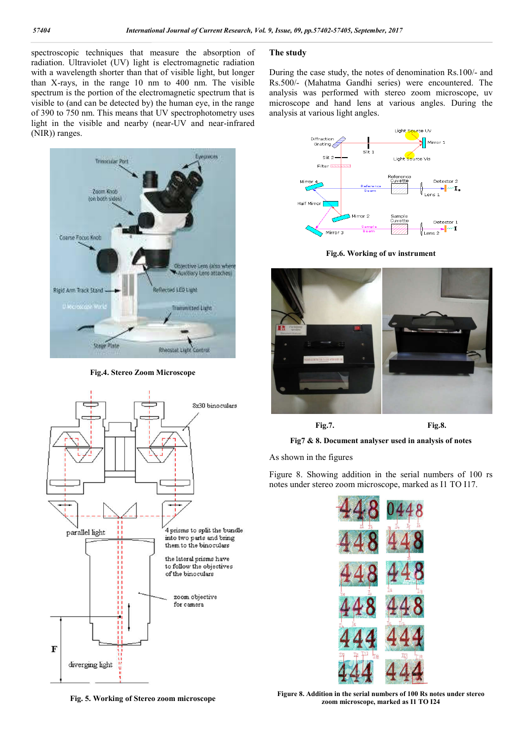spectroscopic techniques that measure the absorption of radiation. Ultraviolet (UV) light is electromagnetic radiation with a wavelength shorter than that of visible light, but longer than X-rays, in the range 10 nm to 400 nm. The visible spectrum is the portion of the electromagnetic spectrum that is visible to (and can be detected by) the human eye, in the range of 390 to 750 nm. This means that UV spectrophotometry uses light in the visible and nearby (near-UV and near-infrared (NIR)) ranges.

**Fig.4. Stereo Zoom Microscope**

**Fig. 5. Working of Stereo zoom microscope**

**The study**

During the case study, the notes of denomination Rs.100/- and Rs.500/- (Mahatma Gandhi series) were encountered. The analysis was performed with stereo zoom microscope, uv microscope and hand lens at various angles. During the analysis at various light angles.

**Fig.6. Working of uv instrument**

**Fig.7.** **Fig.8.**

**Fig7 & 8. Document analyser used in analysis of notes**

As shown in the figures

Figure 8. Showing addition in the serial numbers of 100 rs notes under stereo zoom microscope, marked as I1 TO I17.

**Figure 8. Addition in the serial numbers of 100 Rs notes under stereo zoom microscope, marked as I1 TO I24**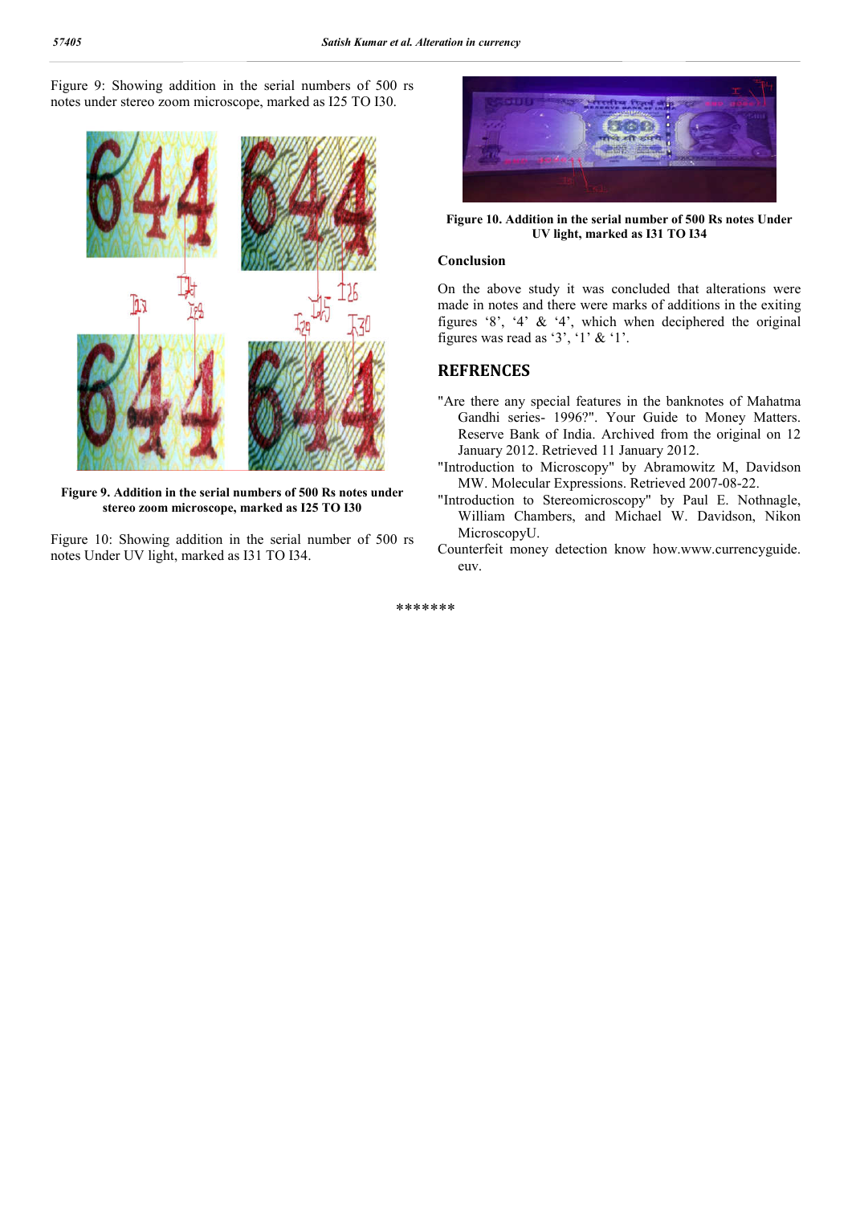Figure 9: Showing addition in the serial numbers of 500 rs notes under stereo zoom microscope, marked as I25 TO I30.

**Figure 9. Addition in the serial numbers of 500 Rs notes under stereo zoom microscope, marked as I25 TO I30**

Figure 10: Showing addition in the serial number of 500 rs notes Under UV light, marked as I31 TO I34.

**Figure 10. Addition in the serial number of 500 Rs notes Under UV light, marked as I31 TO I34**

**Conclusion**

On the above study it was concluded that alterations were made in notes and there were marks of additions in the exiting figures '8', '4' & '4', which when deciphered the original figures was read as '3', '1' & '1'.

## REFRENCES

"Are there any special features in the banknotes of Mahatma Gandhi series- 1996?". Your Guide to Money Matters. Reserve Bank of India. Archived from the original on 12 January 2012. Retrieved 11 January 2012.

"Introduction to Microscopy" by Abramowitz M, Davidson MW. Molecular Expressions. Retrieved 2007-08-22.

"Introduction to Stereomicroscopy" by Paul E. Nothnagle, William Chambers, and Michael W. Davidson, Nikon MicroscopyU.

Counterfeit money detection know how.www.currencyguide.euv.

*******